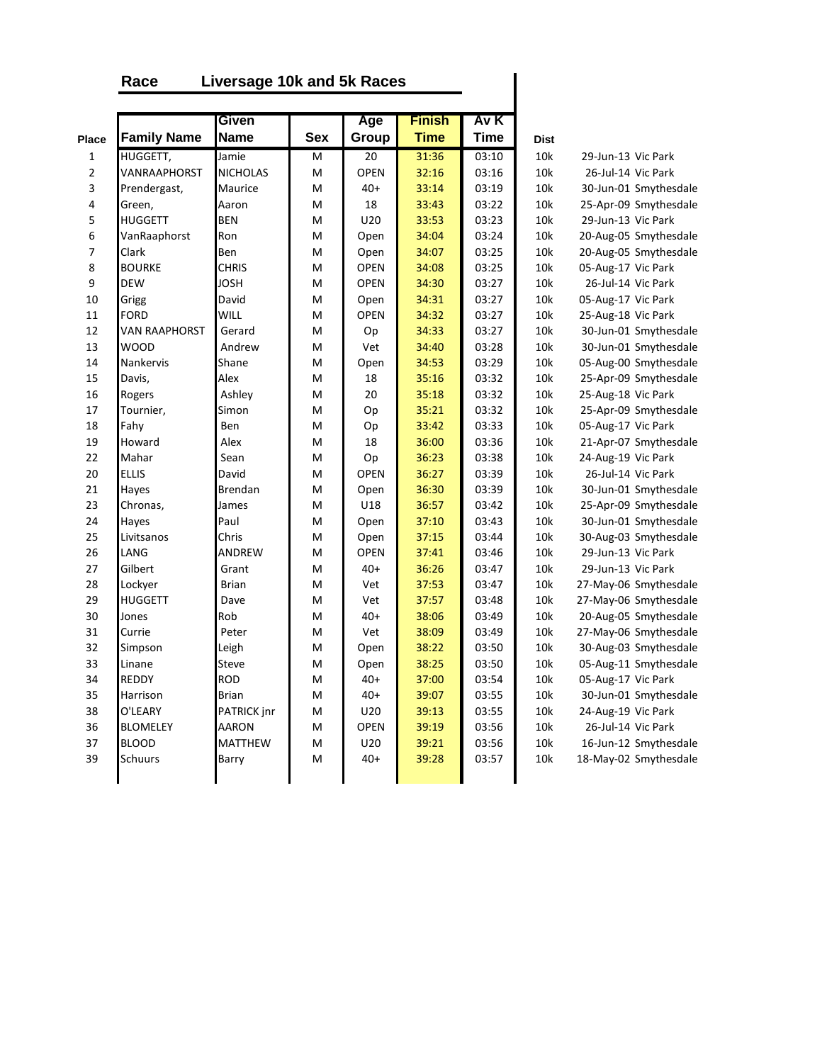# Race Liversage 10k and 5k Races

| Place | Family Name | Given Name | Sex | Age Group | Finish Time | Av K Time | Dist | | |
|---|---|---|---|---|---|---|---|---|---|
| 1 | HUGGETT, | Jamie | M | 20 | 31:36 | 03:10 | 10k | 29-Jun-13 | Vic Park |
| 2 | VANRAAPHORST | NICHOLAS | M | OPEN | 32:16 | 03:16 | 10k | 26-Jul-14 | Vic Park |
| 3 | Prendergast, | Maurice | M | 40+ | 33:14 | 03:19 | 10k | 30-Jun-01 | Smythesdale |
| 4 | Green, | Aaron | M | 18 | 33:43 | 03:22 | 10k | 25-Apr-09 | Smythesdale |
| 5 | HUGGETT | BEN | M | U20 | 33:53 | 03:23 | 10k | 29-Jun-13 | Vic Park |
| 6 | VanRaaphorst | Ron | M | Open | 34:04 | 03:24 | 10k | 20-Aug-05 | Smythesdale |
| 7 | Clark | Ben | M | Open | 34:07 | 03:25 | 10k | 20-Aug-05 | Smythesdale |
| 8 | BOURKE | CHRIS | M | OPEN | 34:08 | 03:25 | 10k | 05-Aug-17 | Vic Park |
| 9 | DEW | JOSH | M | OPEN | 34:30 | 03:27 | 10k | 26-Jul-14 | Vic Park |
| 10 | Grigg | David | M | Open | 34:31 | 03:27 | 10k | 05-Aug-17 | Vic Park |
| 11 | FORD | WILL | M | OPEN | 34:32 | 03:27 | 10k | 25-Aug-18 | Vic Park |
| 12 | VAN RAAPHORST | Gerard | M | Op | 34:33 | 03:27 | 10k | 30-Jun-01 | Smythesdale |
| 13 | WOOD | Andrew | M | Vet | 34:40 | 03:28 | 10k | 30-Jun-01 | Smythesdale |
| 14 | Nankervis | Shane | M | Open | 34:53 | 03:29 | 10k | 05-Aug-00 | Smythesdale |
| 15 | Davis, | Alex | M | 18 | 35:16 | 03:32 | 10k | 25-Apr-09 | Smythesdale |
| 16 | Rogers | Ashley | M | 20 | 35:18 | 03:32 | 10k | 25-Aug-18 | Vic Park |
| 17 | Tournier, | Simon | M | Op | 35:21 | 03:32 | 10k | 25-Apr-09 | Smythesdale |
| 18 | Fahy | Ben | M | Op | 33:42 | 03:33 | 10k | 05-Aug-17 | Vic Park |
| 19 | Howard | Alex | M | 18 | 36:00 | 03:36 | 10k | 21-Apr-07 | Smythesdale |
| 22 | Mahar | Sean | M | Op | 36:23 | 03:38 | 10k | 24-Aug-19 | Vic Park |
| 20 | ELLIS | David | M | OPEN | 36:27 | 03:39 | 10k | 26-Jul-14 | Vic Park |
| 21 | Hayes | Brendan | M | Open | 36:30 | 03:39 | 10k | 30-Jun-01 | Smythesdale |
| 23 | Chronas, | James | M | U18 | 36:57 | 03:42 | 10k | 25-Apr-09 | Smythesdale |
| 24 | Hayes | Paul | M | Open | 37:10 | 03:43 | 10k | 30-Jun-01 | Smythesdale |
| 25 | Livitsanos | Chris | M | Open | 37:15 | 03:44 | 10k | 30-Aug-03 | Smythesdale |
| 26 | LANG | ANDREW | M | OPEN | 37:41 | 03:46 | 10k | 29-Jun-13 | Vic Park |
| 27 | Gilbert | Grant | M | 40+ | 36:26 | 03:47 | 10k | 29-Jun-13 | Vic Park |
| 28 | Lockyer | Brian | M | Vet | 37:53 | 03:47 | 10k | 27-May-06 | Smythesdale |
| 29 | HUGGETT | Dave | M | Vet | 37:57 | 03:48 | 10k | 27-May-06 | Smythesdale |
| 30 | Jones | Rob | M | 40+ | 38:06 | 03:49 | 10k | 20-Aug-05 | Smythesdale |
| 31 | Currie | Peter | M | Vet | 38:09 | 03:49 | 10k | 27-May-06 | Smythesdale |
| 32 | Simpson | Leigh | M | Open | 38:22 | 03:50 | 10k | 30-Aug-03 | Smythesdale |
| 33 | Linane | Steve | M | Open | 38:25 | 03:50 | 10k | 05-Aug-11 | Smythesdale |
| 34 | REDDY | ROD | M | 40+ | 37:00 | 03:54 | 10k | 05-Aug-17 | Vic Park |
| 35 | Harrison | Brian | M | 40+ | 39:07 | 03:55 | 10k | 30-Jun-01 | Smythesdale |
| 38 | O'LEARY | PATRICK jnr | M | U20 | 39:13 | 03:55 | 10k | 24-Aug-19 | Vic Park |
| 36 | BLOMELEY | AARON | M | OPEN | 39:19 | 03:56 | 10k | 26-Jul-14 | Vic Park |
| 37 | BLOOD | MATTHEW | M | U20 | 39:21 | 03:56 | 10k | 16-Jun-12 | Smythesdale |
| 39 | Schuurs | Barry | M | 40+ | 39:28 | 03:57 | 10k | 18-May-02 | Smythesdale |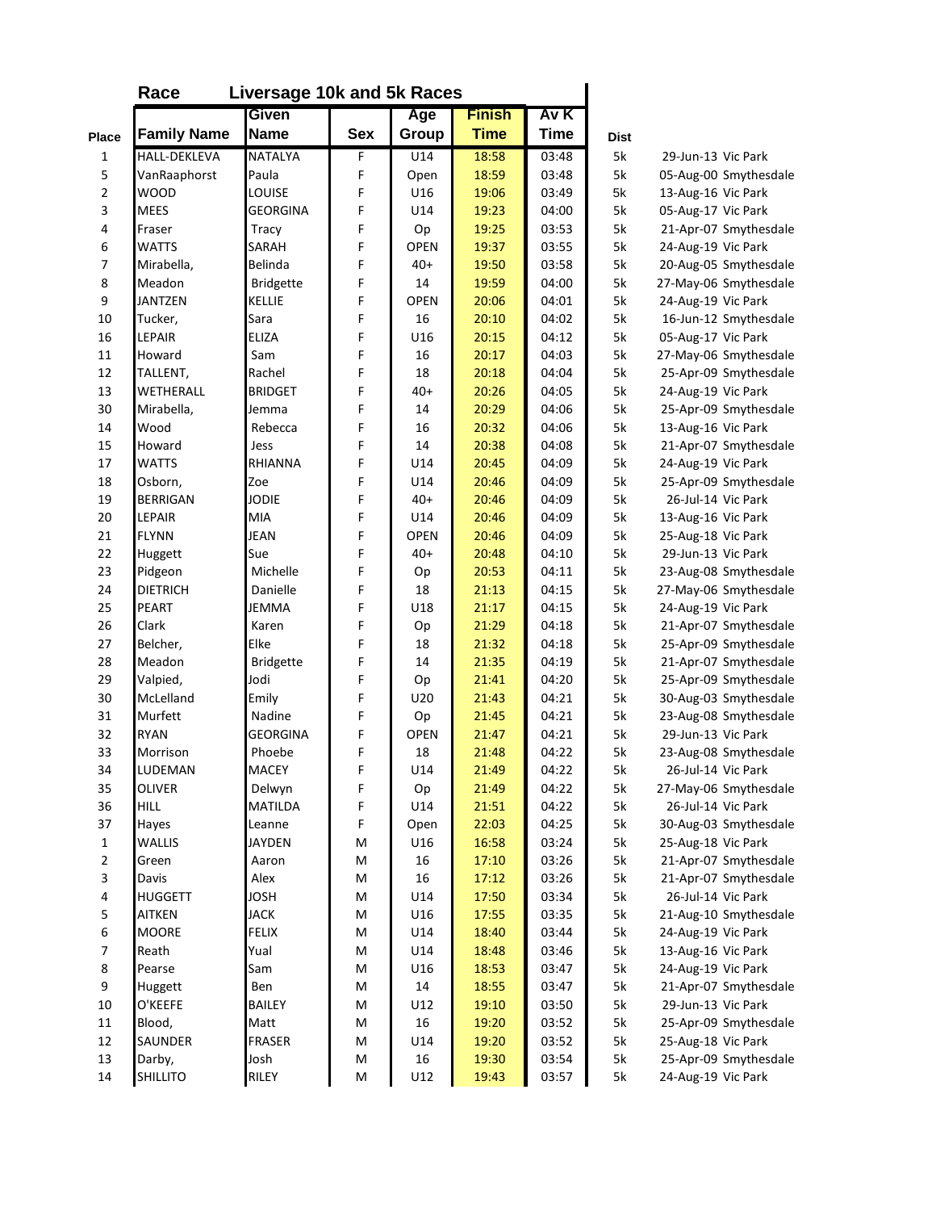**Race** **Liversage 10k and 5k Races**

| Place | Family Name | Given Name | Sex | Age Group | Finish Time | Av K Time | Dist | |
|---|---|---|---|---|---|---|---|---|
| 1 | HALL-DEKLEVA | NATALYA | F | U14 | 18:58 | 03:48 | 5k | 29-Jun-13 Vic Park |
| 5 | VanRaaphorst | Paula | F | Open | 18:59 | 03:48 | 5k | 05-Aug-00 Smythesdale |
| 2 | WOOD | LOUISE | F | U16 | 19:06 | 03:49 | 5k | 13-Aug-16 Vic Park |
| 3 | MEES | GEORGINA | F | U14 | 19:23 | 04:00 | 5k | 05-Aug-17 Vic Park |
| 4 | Fraser | Tracy | F | Op | 19:25 | 03:53 | 5k | 21-Apr-07 Smythesdale |
| 6 | WATTS | SARAH | F | OPEN | 19:37 | 03:55 | 5k | 24-Aug-19 Vic Park |
| 7 | Mirabella, | Belinda | F | 40+ | 19:50 | 03:58 | 5k | 20-Aug-05 Smythesdale |
| 8 | Meadon | Bridgette | F | 14 | 19:59 | 04:00 | 5k | 27-May-06 Smythesdale |
| 9 | JANTZEN | KELLIE | F | OPEN | 20:06 | 04:01 | 5k | 24-Aug-19 Vic Park |
| 10 | Tucker, | Sara | F | 16 | 20:10 | 04:02 | 5k | 16-Jun-12 Smythesdale |
| 16 | LEPAIR | ELIZA | F | U16 | 20:15 | 04:12 | 5k | 05-Aug-17 Vic Park |
| 11 | Howard | Sam | F | 16 | 20:17 | 04:03 | 5k | 27-May-06 Smythesdale |
| 12 | TALLENT, | Rachel | F | 18 | 20:18 | 04:04 | 5k | 25-Apr-09 Smythesdale |
| 13 | WETHERALL | BRIDGET | F | 40+ | 20:26 | 04:05 | 5k | 24-Aug-19 Vic Park |
| 30 | Mirabella, | Jemma | F | 14 | 20:29 | 04:06 | 5k | 25-Apr-09 Smythesdale |
| 14 | Wood | Rebecca | F | 16 | 20:32 | 04:06 | 5k | 13-Aug-16 Vic Park |
| 15 | Howard | Jess | F | 14 | 20:38 | 04:08 | 5k | 21-Apr-07 Smythesdale |
| 17 | WATTS | RHIANNA | F | U14 | 20:45 | 04:09 | 5k | 24-Aug-19 Vic Park |
| 18 | Osborn, | Zoe | F | U14 | 20:46 | 04:09 | 5k | 25-Apr-09 Smythesdale |
| 19 | BERRIGAN | JODIE | F | 40+ | 20:46 | 04:09 | 5k | 26-Jul-14 Vic Park |
| 20 | LEPAIR | MIA | F | U14 | 20:46 | 04:09 | 5k | 13-Aug-16 Vic Park |
| 21 | FLYNN | JEAN | F | OPEN | 20:46 | 04:09 | 5k | 25-Aug-18 Vic Park |
| 22 | Huggett | Sue | F | 40+ | 20:48 | 04:10 | 5k | 29-Jun-13 Vic Park |
| 23 | Pidgeon | Michelle | F | Op | 20:53 | 04:11 | 5k | 23-Aug-08 Smythesdale |
| 24 | DIETRICH | Danielle | F | 18 | 21:13 | 04:15 | 5k | 27-May-06 Smythesdale |
| 25 | PEART | JEMMA | F | U18 | 21:17 | 04:15 | 5k | 24-Aug-19 Vic Park |
| 26 | Clark | Karen | F | Op | 21:29 | 04:18 | 5k | 21-Apr-07 Smythesdale |
| 27 | Belcher, | Elke | F | 18 | 21:32 | 04:18 | 5k | 25-Apr-09 Smythesdale |
| 28 | Meadon | Bridgette | F | 14 | 21:35 | 04:19 | 5k | 21-Apr-07 Smythesdale |
| 29 | Valpied, | Jodi | F | Op | 21:41 | 04:20 | 5k | 25-Apr-09 Smythesdale |
| 30 | McLelland | Emily | F | U20 | 21:43 | 04:21 | 5k | 30-Aug-03 Smythesdale |
| 31 | Murfett | Nadine | F | Op | 21:45 | 04:21 | 5k | 23-Aug-08 Smythesdale |
| 32 | RYAN | GEORGINA | F | OPEN | 21:47 | 04:21 | 5k | 29-Jun-13 Vic Park |
| 33 | Morrison | Phoebe | F | 18 | 21:48 | 04:22 | 5k | 23-Aug-08 Smythesdale |
| 34 | LUDEMAN | MACEY | F | U14 | 21:49 | 04:22 | 5k | 26-Jul-14 Vic Park |
| 35 | OLIVER | Delwyn | F | Op | 21:49 | 04:22 | 5k | 27-May-06 Smythesdale |
| 36 | HILL | MATILDA | F | U14 | 21:51 | 04:22 | 5k | 26-Jul-14 Vic Park |
| 37 | Hayes | Leanne | F | Open | 22:03 | 04:25 | 5k | 30-Aug-03 Smythesdale |
| 1 | WALLIS | JAYDEN | M | U16 | 16:58 | 03:24 | 5k | 25-Aug-18 Vic Park |
| 2 | Green | Aaron | M | 16 | 17:10 | 03:26 | 5k | 21-Apr-07 Smythesdale |
| 3 | Davis | Alex | M | 16 | 17:12 | 03:26 | 5k | 21-Apr-07 Smythesdale |
| 4 | HUGGETT | JOSH | M | U14 | 17:50 | 03:34 | 5k | 26-Jul-14 Vic Park |
| 5 | AITKEN | JACK | M | U16 | 17:55 | 03:35 | 5k | 21-Aug-10 Smythesdale |
| 6 | MOORE | FELIX | M | U14 | 18:40 | 03:44 | 5k | 24-Aug-19 Vic Park |
| 7 | Reath | Yual | M | U14 | 18:48 | 03:46 | 5k | 13-Aug-16 Vic Park |
| 8 | Pearse | Sam | M | U16 | 18:53 | 03:47 | 5k | 24-Aug-19 Vic Park |
| 9 | Huggett | Ben | M | 14 | 18:55 | 03:47 | 5k | 21-Apr-07 Smythesdale |
| 10 | O'KEEFE | BAILEY | M | U12 | 19:10 | 03:50 | 5k | 29-Jun-13 Vic Park |
| 11 | Blood, | Matt | M | 16 | 19:20 | 03:52 | 5k | 25-Apr-09 Smythesdale |
| 12 | SAUNDER | FRASER | M | U14 | 19:20 | 03:52 | 5k | 25-Aug-18 Vic Park |
| 13 | Darby, | Josh | M | 16 | 19:30 | 03:54 | 5k | 25-Apr-09 Smythesdale |
| 14 | SHILLITO | RILEY | M | U12 | 19:43 | 03:57 | 5k | 24-Aug-19 Vic Park |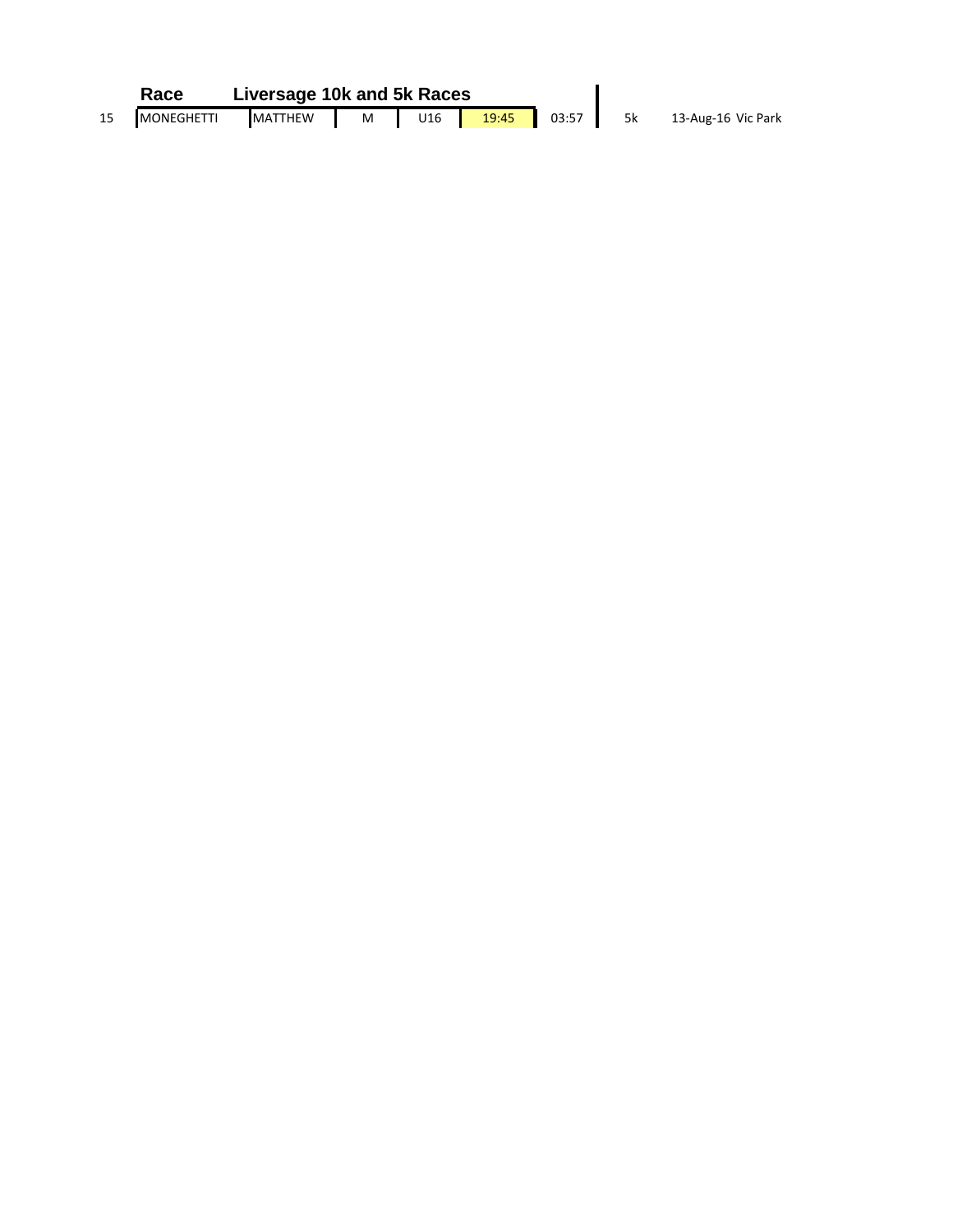**Race** **Liversage 10k and 5k Races**

| | | | | | | | | | |
|---|---|---|---|---|---|---|---|---|---|
| 15 | MONEGHETTI | MATTHEW | M | U16 | 19:45 | 03:57 | 5k | 13-Aug-16 | Vic Park |